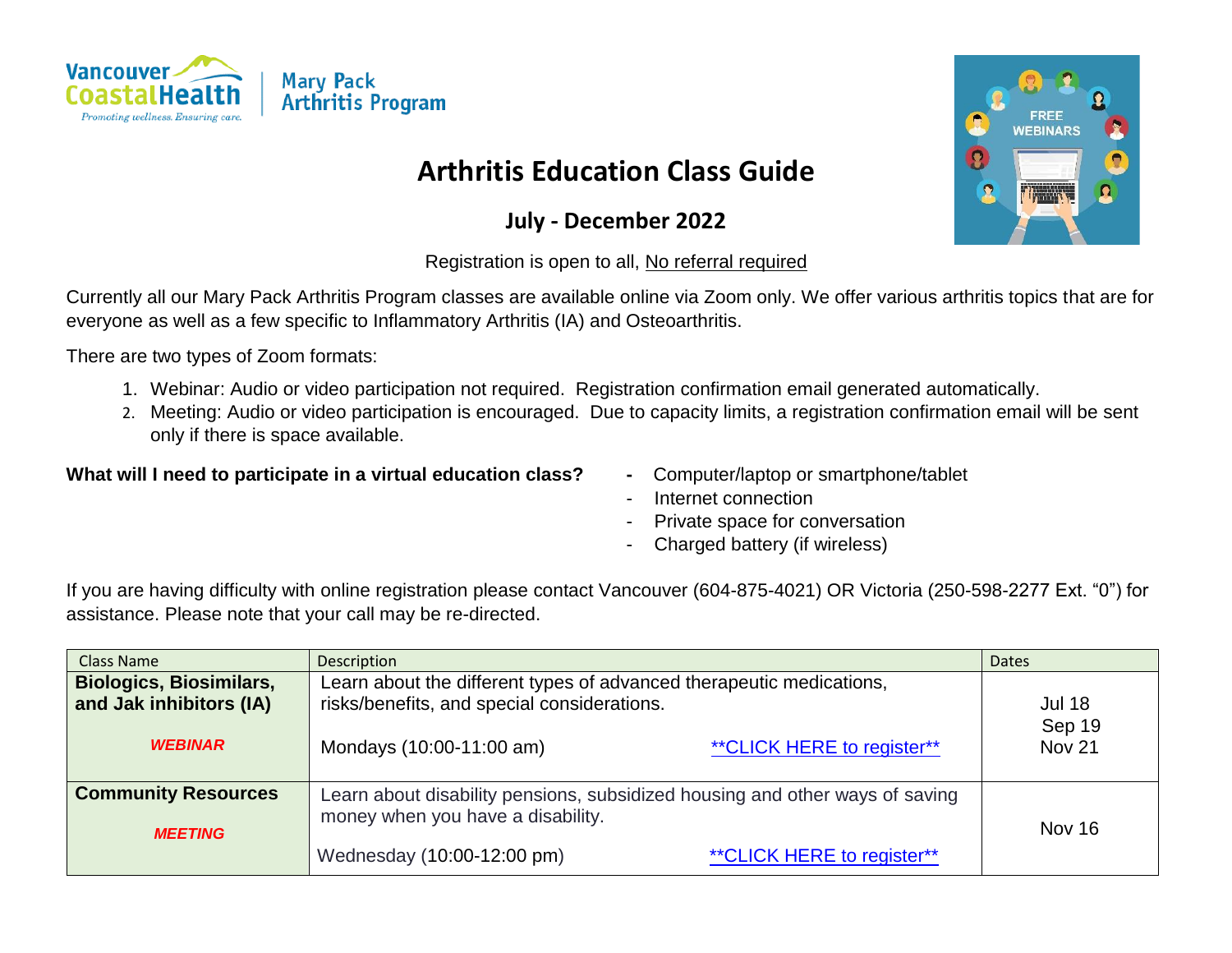Vancouver CoastalHealth — Promoting wellness. Ensuring care. | Mary Pack Arthritis Program

# Arthritis Education Class Guide

## July - December 2022

Registration is open to all, No referral required

Currently all our Mary Pack Arthritis Program classes are available online via Zoom only. We offer various arthritis topics that are for everyone as well as a few specific to Inflammatory Arthritis (IA) and Osteoarthritis.

There are two types of Zoom formats:

1. Webinar: Audio or video participation not required. Registration confirmation email generated automatically.
2. Meeting: Audio or video participation is encouraged. Due to capacity limits, a registration confirmation email will be sent only if there is space available.

**What will I need to participate in a virtual education class?**

- Computer/laptop or smartphone/tablet
- Internet connection
- Private space for conversation
- Charged battery (if wireless)

If you are having difficulty with online registration please contact Vancouver (604-875-4021) OR Victoria (250-598-2277 Ext. "0") for assistance. Please note that your call may be re-directed.

| Class Name | Description | Dates |
|---|---|---|
| **Biologics, Biosimilars, and Jak inhibitors (IA)** *WEBINAR* | Learn about the different types of advanced therapeutic medications, risks/benefits, and special considerations. Mondays (10:00-11:00 am) **CLICK HERE to register** | Jul 18 Sep 19 Nov 21 |
| **Community Resources** *MEETING* | Learn about disability pensions, subsidized housing and other ways of saving money when you have a disability. Wednesday (10:00-12:00 pm) **CLICK HERE to register** | Nov 16 |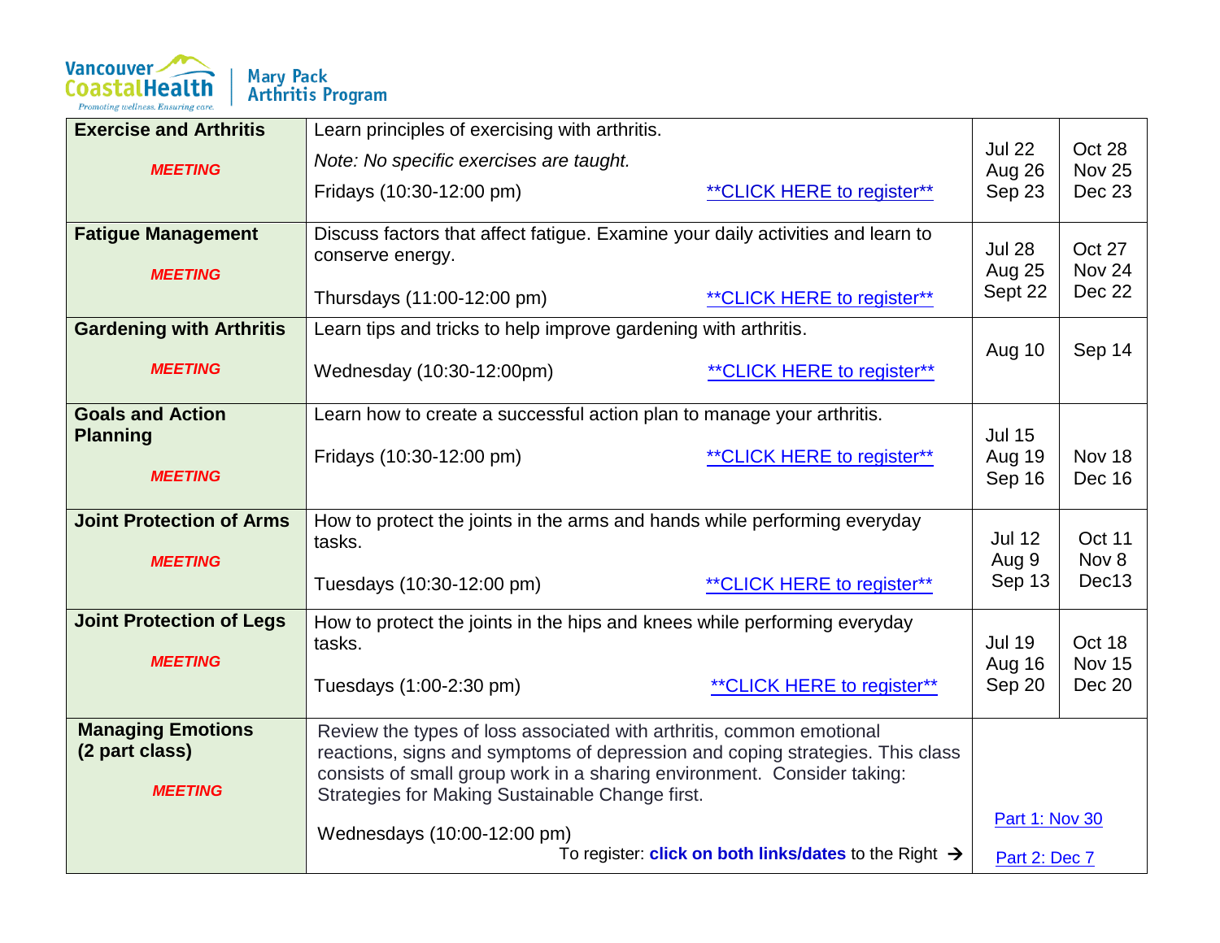Vancouver Coastal Health | Mary Pack Arthritis Program

| Class | Description | Dates | Dates |
|---|---|---|---|
| **Exercise and Arthritis** *MEETING* | Learn principles of exercising with arthritis. *Note: No specific exercises are taught.* Fridays (10:30-12:00 pm) **CLICK HERE to register** | Jul 22 Aug 26 Sep 23 | Oct 28 Nov 25 Dec 23 |
| **Fatigue Management** *MEETING* | Discuss factors that affect fatigue. Examine your daily activities and learn to conserve energy. Thursdays (11:00-12:00 pm) **CLICK HERE to register** | Jul 28 Aug 25 Sept 22 | Oct 27 Nov 24 Dec 22 |
| **Gardening with Arthritis** *MEETING* | Learn tips and tricks to help improve gardening with arthritis. Wednesday (10:30-12:00pm) **CLICK HERE to register** | Aug 10 | Sep 14 |
| **Goals and Action Planning** *MEETING* | Learn how to create a successful action plan to manage your arthritis. Fridays (10:30-12:00 pm) **CLICK HERE to register** | Jul 15 Aug 19 Sep 16 | Nov 18 Dec 16 |
| **Joint Protection of Arms** *MEETING* | How to protect the joints in the arms and hands while performing everyday tasks. Tuesdays (10:30-12:00 pm) **CLICK HERE to register** | Jul 12 Aug 9 Sep 13 | Oct 11 Nov 8 Dec13 |
| **Joint Protection of Legs** *MEETING* | How to protect the joints in the hips and knees while performing everyday tasks. Tuesdays (1:00-2:30 pm) **CLICK HERE to register** | Jul 19 Aug 16 Sep 20 | Oct 18 Nov 15 Dec 20 |
| **Managing Emotions (2 part class)** *MEETING* | Review the types of loss associated with arthritis, common emotional reactions, signs and symptoms of depression and coping strategies. This class consists of small group work in a sharing environment. Consider taking: Strategies for Making Sustainable Change first. Wednesdays (10:00-12:00 pm) To register: **click on both links/dates** to the Right → | Part 1: Nov 30 Part 2: Dec 7 | |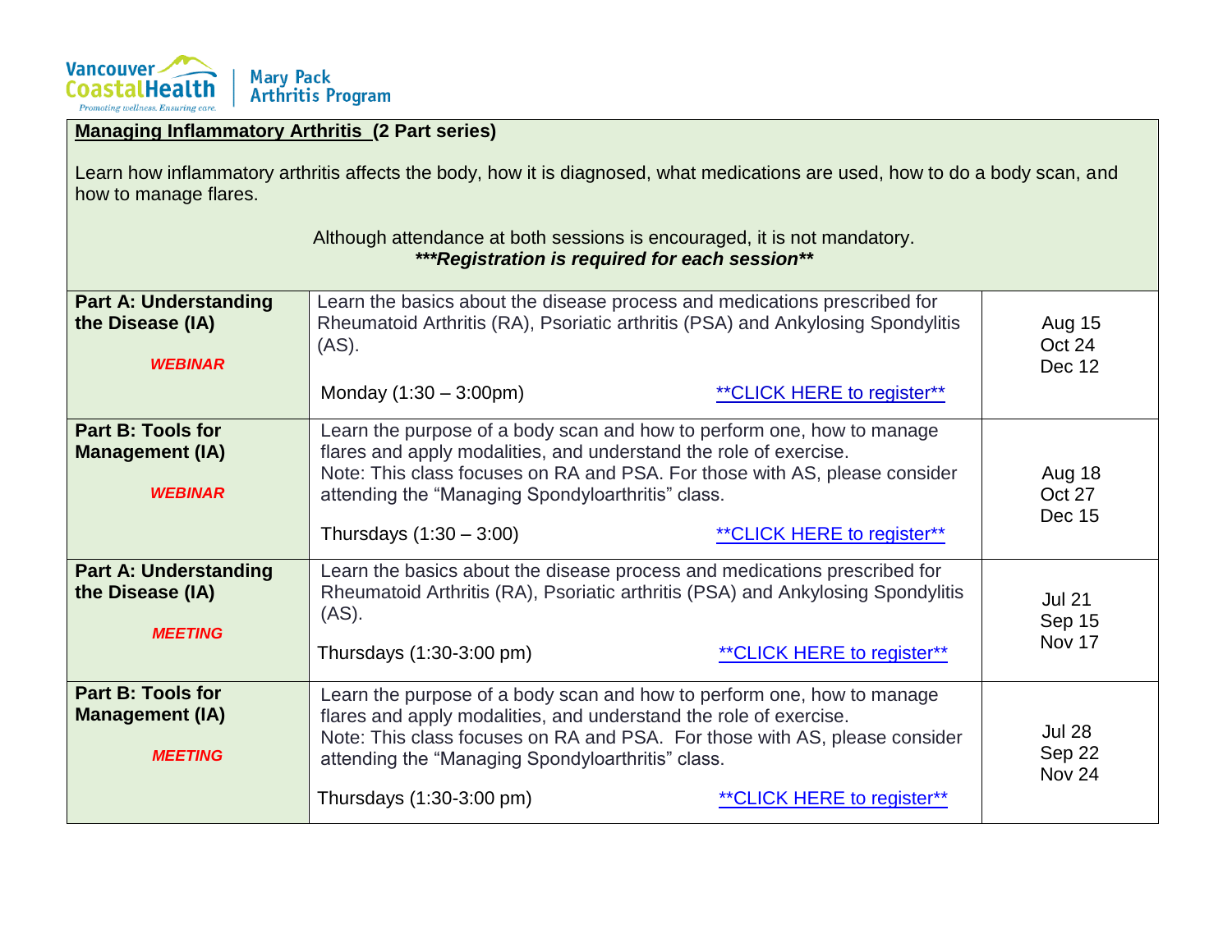**Managing Inflammatory Arthritis (2 Part series)**

Learn how inflammatory arthritis affects the body, how it is diagnosed, what medications are used, how to do a body scan, and how to manage flares.

Although attendance at both sessions is encouraged, it is not mandatory.
***\*\*\*Registration is required for each session\*\****

| Session | Description | Dates |
|---|---|---|
| **Part A: Understanding the Disease (IA)** *WEBINAR* | Learn the basics about the disease process and medications prescribed for Rheumatoid Arthritis (RA), Psoriatic arthritis (PSA) and Ankylosing Spondylitis (AS). Monday (1:30 – 3:00pm) **CLICK HERE to register** | Aug 15 Oct 24 Dec 12 |
| **Part B: Tools for Management (IA)** *WEBINAR* | Learn the purpose of a body scan and how to perform one, how to manage flares and apply modalities, and understand the role of exercise. Note: This class focuses on RA and PSA. For those with AS, please consider attending the "Managing Spondyloarthritis" class. Thursdays (1:30 – 3:00) **CLICK HERE to register** | Aug 18 Oct 27 Dec 15 |
| **Part A: Understanding the Disease (IA)** *MEETING* | Learn the basics about the disease process and medications prescribed for Rheumatoid Arthritis (RA), Psoriatic arthritis (PSA) and Ankylosing Spondylitis (AS). Thursdays (1:30-3:00 pm) **CLICK HERE to register** | Jul 21 Sep 15 Nov 17 |
| **Part B: Tools for Management (IA)** *MEETING* | Learn the purpose of a body scan and how to perform one, how to manage flares and apply modalities, and understand the role of exercise. Note: This class focuses on RA and PSA. For those with AS, please consider attending the "Managing Spondyloarthritis" class. Thursdays (1:30-3:00 pm) **CLICK HERE to register** | Jul 28 Sep 22 Nov 24 |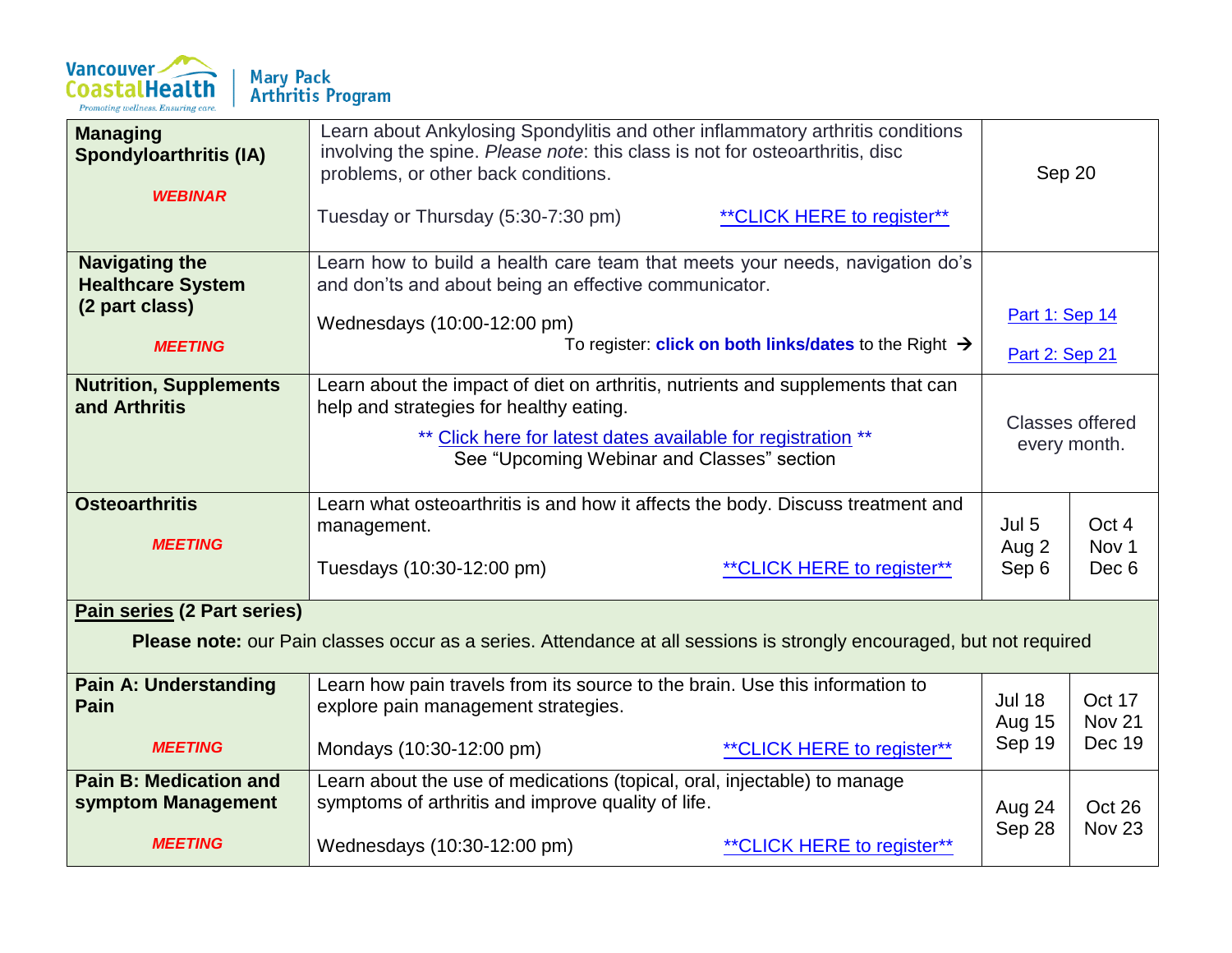Vancouver Coastal Health — Promoting wellness. Ensuring care. | Mary Pack Arthritis Program

| Class | Description | Dates | |
|---|---|---|---|
| **Managing Spondyloarthritis (IA)** *WEBINAR* | Learn about Ankylosing Spondylitis and other inflammatory arthritis conditions involving the spine. *Please note*: this class is not for osteoarthritis, disc problems, or other back conditions. Tuesday or Thursday (5:30-7:30 pm) **CLICK HERE to register** | Sep 20 | |
| **Navigating the Healthcare System (2 part class)** *MEETING* | Learn how to build a health care team that meets your needs, navigation do's and don'ts and about being an effective communicator. Wednesdays (10:00-12:00 pm) To register: **click on both links/dates** to the Right → | Part 1: Sep 14 Part 2: Sep 21 | |
| **Nutrition, Supplements and Arthritis** | Learn about the impact of diet on arthritis, nutrients and supplements that can help and strategies for healthy eating. ** Click here for latest dates available for registration ** See "Upcoming Webinar and Classes" section | Classes offered every month. | |
| **Osteoarthritis** *MEETING* | Learn what osteoarthritis is and how it affects the body. Discuss treatment and management. Tuesdays (10:30-12:00 pm) **CLICK HERE to register** | Jul 5 Aug 2 Sep 6 | Oct 4 Nov 1 Dec 6 |
| **Pain series (2 Part series)** **Please note:** our Pain classes occur as a series. Attendance at all sessions is strongly encouraged, but not required | | | |
| **Pain A: Understanding Pain** *MEETING* | Learn how pain travels from its source to the brain. Use this information to explore pain management strategies. Mondays (10:30-12:00 pm) **CLICK HERE to register** | Jul 18 Aug 15 Sep 19 | Oct 17 Nov 21 Dec 19 |
| **Pain B: Medication and symptom Management** *MEETING* | Learn about the use of medications (topical, oral, injectable) to manage symptoms of arthritis and improve quality of life. Wednesdays (10:30-12:00 pm) **CLICK HERE to register** | Aug 24 Sep 28 | Oct 26 Nov 23 |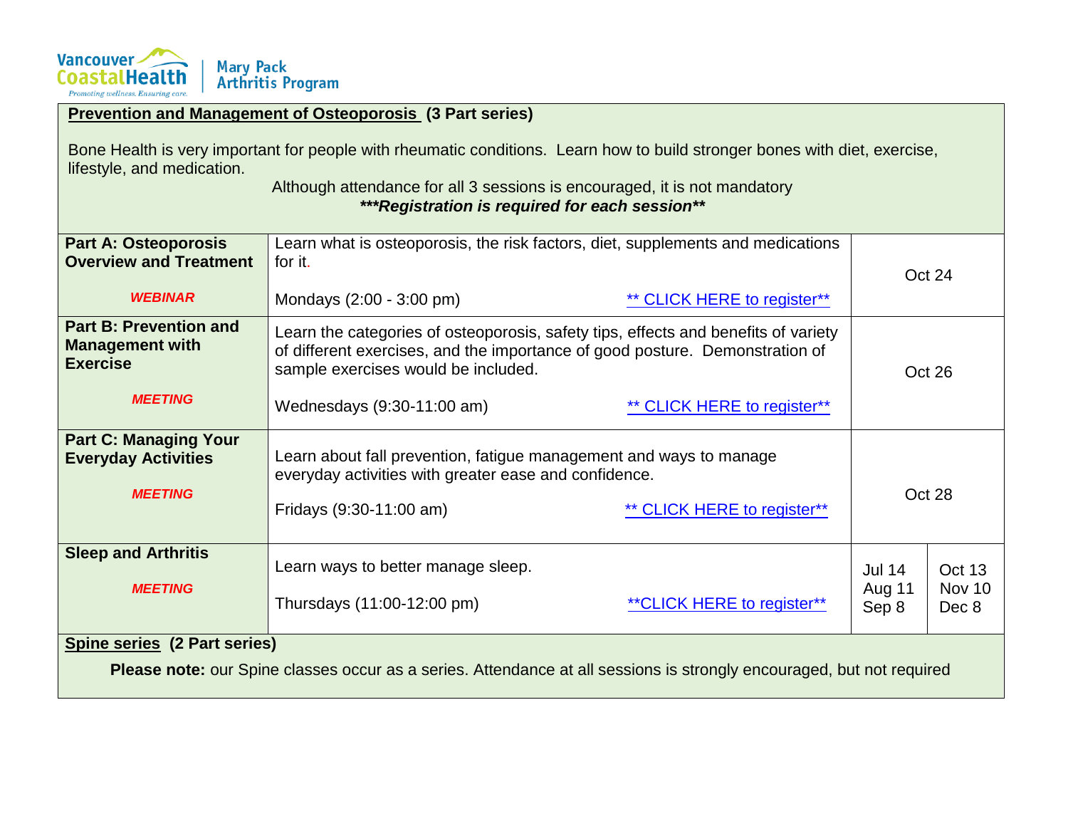Vancouver Coastal Health — Promoting wellness. Ensuring care. | Mary Pack Arthritis Program

## Prevention and Management of Osteoporosis (3 Part series)

Bone Health is very important for people with rheumatic conditions. Learn how to build stronger bones with diet, exercise, lifestyle, and medication.

Although attendance for all 3 sessions is encouraged, it is not mandatory

***Registration is required for each session****

| Session | Description | Dates | |
|---|---|---|---|
| **Part A: Osteoporosis Overview and Treatment**<br>***WEBINAR*** | Learn what is osteoporosis, the risk factors, diet, supplements and medications for it.<br><br>Mondays (2:00 - 3:00 pm) ** CLICK HERE to register** | Oct 24 | |
| **Part B: Prevention and Management with Exercise**<br>***MEETING*** | Learn the categories of osteoporosis, safety tips, effects and benefits of variety of different exercises, and the importance of good posture. Demonstration of sample exercises would be included.<br><br>Wednesdays (9:30-11:00 am) ** CLICK HERE to register** | Oct 26 | |
| **Part C: Managing Your Everyday Activities**<br>***MEETING*** | Learn about fall prevention, fatigue management and ways to manage everyday activities with greater ease and confidence.<br><br>Fridays (9:30-11:00 am) ** CLICK HERE to register** | Oct 28 | |
| **Sleep and Arthritis**<br>***MEETING*** | Learn ways to better manage sleep.<br><br>Thursdays (11:00-12:00 pm) **CLICK HERE to register** | Jul 14<br>Aug 11<br>Sep 8 | Oct 13<br>Nov 10<br>Dec 8 |

## Spine series (2 Part series)

**Please note:** our Spine classes occur as a series. Attendance at all sessions is strongly encouraged, but not required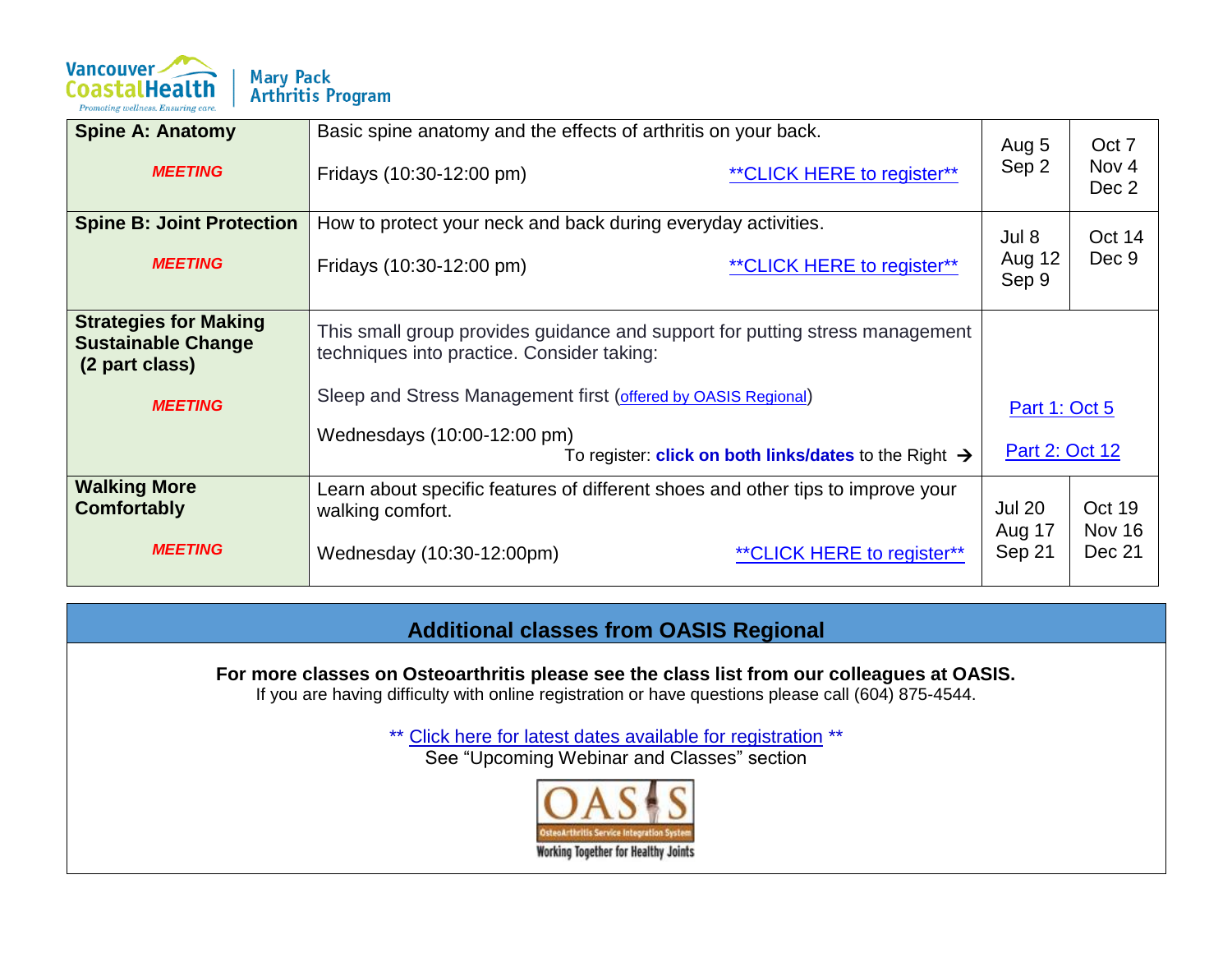| | | | |
|---|---|---|---|
| **Spine A: Anatomy**<br>***MEETING*** | Basic spine anatomy and the effects of arthritis on your back.<br>Fridays (10:30-12:00 pm) **CLICK HERE to register** | Aug 5<br>Sep 2 | Oct 7<br>Nov 4<br>Dec 2 |
| **Spine B: Joint Protection**<br>***MEETING*** | How to protect your neck and back during everyday activities.<br>Fridays (10:30-12:00 pm) **CLICK HERE to register** | Jul 8<br>Aug 12<br>Sep 9 | Oct 14<br>Dec 9 |
| **Strategies for Making Sustainable Change (2 part class)**<br>***MEETING*** | This small group provides guidance and support for putting stress management techniques into practice. Consider taking:<br>Sleep and Stress Management first (offered by OASIS Regional)<br>Wednesdays (10:00-12:00 pm)<br>To register: **click on both links/dates** to the Right → | Part 1: Oct 5<br>Part 2: Oct 12 | |
| **Walking More Comfortably**<br>***MEETING*** | Learn about specific features of different shoes and other tips to improve your walking comfort.<br>Wednesday (10:30-12:00pm) **CLICK HERE to register** | Jul 20<br>Aug 17<br>Sep 21 | Oct 19<br>Nov 16<br>Dec 21 |

## Additional classes from OASIS Regional

**For more classes on Osteoarthritis please see the class list from our colleagues at OASIS.**
If you are having difficulty with online registration or have questions please call (604) 875-4544.

** Click here for latest dates available for registration **
See "Upcoming Webinar and Classes" section

OASIS
OsteoArthritis Service Integration System
Working Together for Healthy Joints